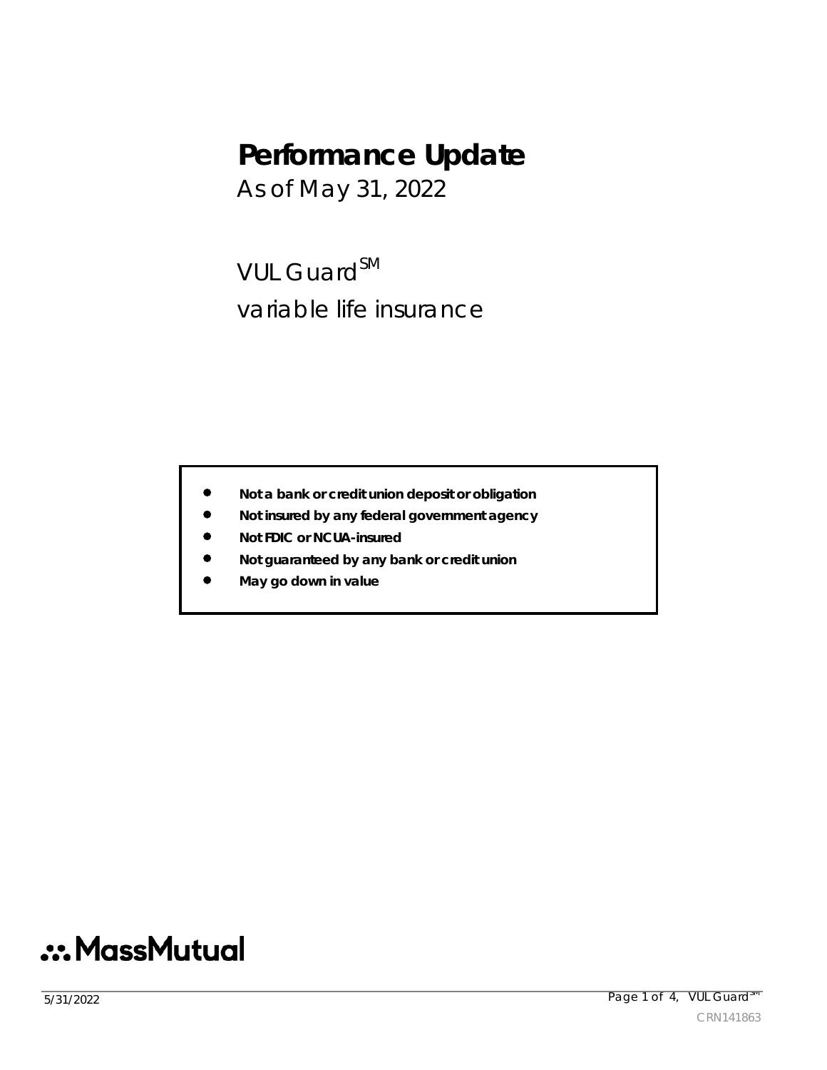# Performance Update

As of May 31, 2022

VUL Guard[SM]

variable life insurance

- **Not a bank or credit union deposit or obligation**
- **Not insured by any federal government agency**
- **Not FDIC or NCUA-insured**
- **Not guaranteed by any bank or credit union**
- **May go down in value**

MassMutual

CRN141863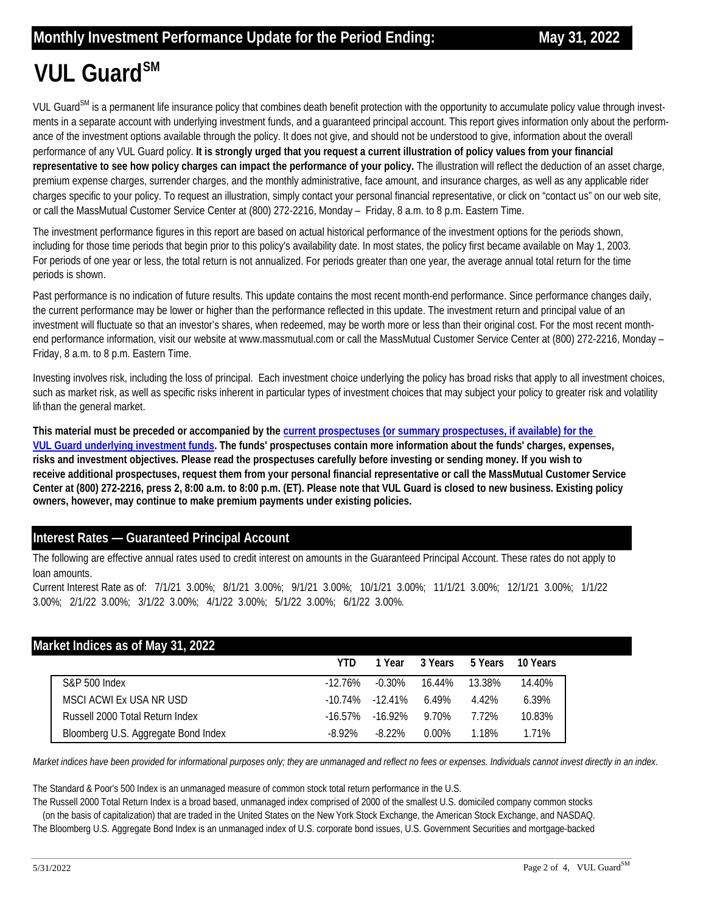## Monthly Investment Performance Update for the Period Ending: May 31, 2022

# VUL Guard[SM]

VUL Guard[SM] is a permanent life insurance policy that combines death benefit protection with the opportunity to accumulate policy value through investments in a separate account with underlying investment funds, and a guaranteed principal account. This report gives information only about the performance of the investment options available through the policy. It does not give, and should not be understood to give, information about the overall performance of any VUL Guard policy. **It is strongly urged that you request a current illustration of policy values from your financial representative to see how policy charges can impact the performance of your policy.** The illustration will reflect the deduction of an asset charge, premium expense charges, surrender charges, and the monthly administrative, face amount, and insurance charges, as well as any applicable rider charges specific to your policy. To request an illustration, simply contact your personal financial representative, or click on "contact us" on our web site, or call the MassMutual Customer Service Center at (800) 272-2216, Monday – Friday, 8 a.m. to 8 p.m. Eastern Time.

The investment performance figures in this report are based on actual historical performance of the investment options for the periods shown, including for those time periods that begin prior to this policy's availability date. In most states, the policy first became available on May 1, 2003. For periods of one year or less, the total return is not annualized. For periods greater than one year, the average annual total return for the time periods is shown.

Past performance is no indication of future results. This update contains the most recent month-end performance. Since performance changes daily, the current performance may be lower or higher than the performance reflected in this update. The investment return and principal value of an investment will fluctuate so that an investor's shares, when redeemed, may be worth more or less than their original cost. For the most recent month-end performance information, visit our website at www.massmutual.com or call the MassMutual Customer Service Center at (800) 272-2216, Monday – Friday, 8 a.m. to 8 p.m. Eastern Time.

Investing involves risk, including the loss of principal. Each investment choice underlying the policy has broad risks that apply to all investment choices, such as market risk, as well as specific risks inherent in particular types of investment choices that may subject your policy to greater risk and volatility lif than the general market.

**This material must be preceded or accompanied by the current prospectuses (or summary prospectuses, if available) for the VUL Guard underlying investment funds. The funds' prospectuses contain more information about the funds' charges, expenses, risks and investment objectives. Please read the prospectuses carefully before investing or sending money. If you wish to receive additional prospectuses, request them from your personal financial representative or call the MassMutual Customer Service Center at (800) 272-2216, press 2, 8:00 a.m. to 8:00 p.m. (ET). Please note that VUL Guard is closed to new business. Existing policy owners, however, may continue to make premium payments under existing policies.**

## Interest Rates — Guaranteed Principal Account

The following are effective annual rates used to credit interest on amounts in the Guaranteed Principal Account. These rates do not apply to loan amounts.

Current Interest Rate as of: 7/1/21 3.00%; 8/1/21 3.00%; 9/1/21 3.00%; 10/1/21 3.00%; 11/1/21 3.00%; 12/1/21 3.00%; 1/1/22 3.00%; 2/1/22 3.00%; 3/1/22 3.00%; 4/1/22 3.00%; 5/1/22 3.00%; 6/1/22 3.00%.

## Market Indices as of May 31, 2022

| | YTD | 1 Year | 3 Years | 5 Years | 10 Years |
|---|---|---|---|---|---|
| S&P 500 Index | -12.76% | -0.30% | 16.44% | 13.38% | 14.40% |
| MSCI ACWI Ex USA NR USD | -10.74% | -12.41% | 6.49% | 4.42% | 6.39% |
| Russell 2000 Total Return Index | -16.57% | -16.92% | 9.70% | 7.72% | 10.83% |
| Bloomberg U.S. Aggregate Bond Index | -8.92% | -8.22% | 0.00% | 1.18% | 1.71% |

*Market indices have been provided for informational purposes only; they are unmanaged and reflect no fees or expenses. Individuals cannot invest directly in an index.*

The Standard & Poor's 500 Index is an unmanaged measure of common stock total return performance in the U.S.

The Russell 2000 Total Return Index is a broad based, unmanaged index comprised of 2000 of the smallest U.S. domiciled company common stocks (on the basis of capitalization) that are traded in the United States on the New York Stock Exchange, the American Stock Exchange, and NASDAQ.

The Bloomberg U.S. Aggregate Bond Index is an unmanaged index of U.S. corporate bond issues, U.S. Government Securities and mortgage-backed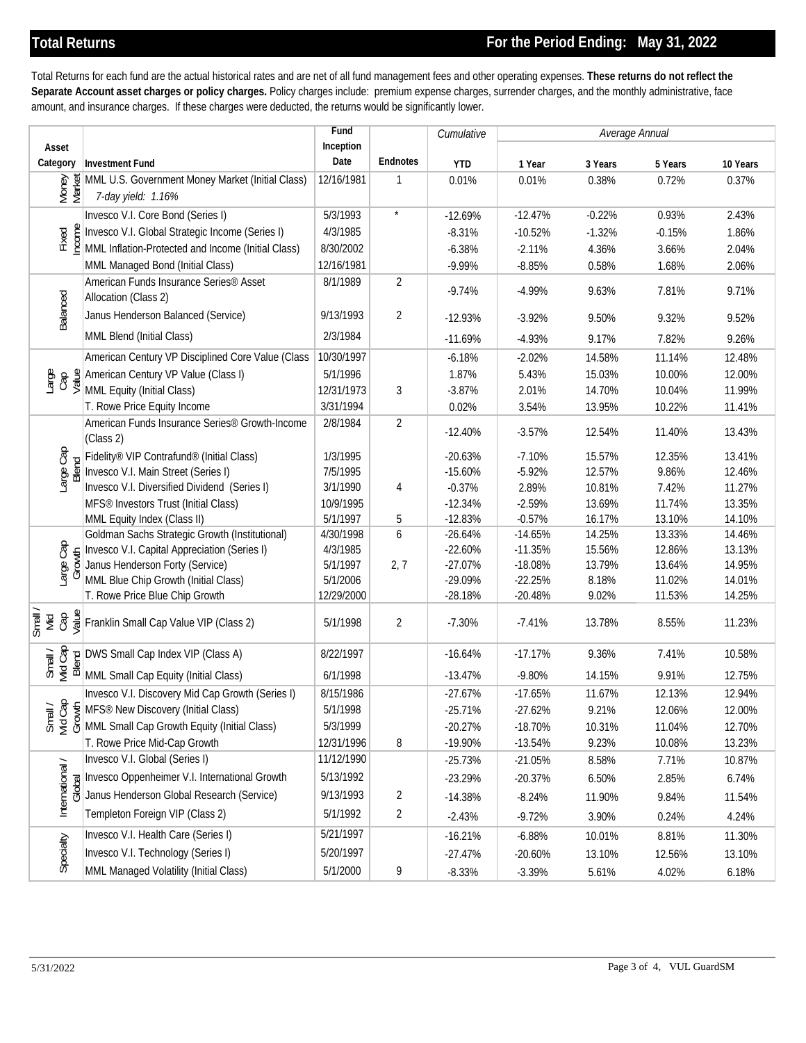## Total Returns

**For the Period Ending: May 31, 2022**

Total Returns for each fund are the actual historical rates and are net of all fund management fees and other operating expenses. **These returns do not reflect the Separate Account asset charges or policy charges.** Policy charges include: premium expense charges, surrender charges, and the monthly administrative, face amount, and insurance charges. If these charges were deducted, the returns would be significantly lower.

| Asset Category | Investment Fund | Fund Inception Date | Endnotes | *Cumulative* YTD | *Average Annual* 1 Year | 3 Years | 5 Years | 10 Years |
|---|---|---|---|---|---|---|---|---|
| Money Market | MML U.S. Government Money Market (Initial Class) *7-day yield: 1.16%* | 12/16/1981 | 1 | 0.01% | 0.01% | 0.38% | 0.72% | 0.37% |
| Fixed Income | Invesco V.I. Core Bond (Series I) | 5/3/1993 | * | -12.69% | -12.47% | -0.22% | 0.93% | 2.43% |
| | Invesco V.I. Global Strategic Income (Series I) | 4/3/1985 | | -8.31% | -10.52% | -1.32% | -0.15% | 1.86% |
| | MML Inflation-Protected and Income (Initial Class) | 8/30/2002 | | -6.38% | -2.11% | 4.36% | 3.66% | 2.04% |
| | MML Managed Bond (Initial Class) | 12/16/1981 | | -9.99% | -8.85% | 0.58% | 1.68% | 2.06% |
| Balanced | American Funds Insurance Series® Asset Allocation (Class 2) | 8/1/1989 | 2 | -9.74% | -4.99% | 9.63% | 7.81% | 9.71% |
| | Janus Henderson Balanced (Service) | 9/13/1993 | 2 | -12.93% | -3.92% | 9.50% | 9.32% | 9.52% |
| | MML Blend (Initial Class) | 2/3/1984 | | -11.69% | -4.93% | 9.17% | 7.82% | 9.26% |
| Large Cap Value | American Century VP Disciplined Core Value (Class | 10/30/1997 | | -6.18% | -2.02% | 14.58% | 11.14% | 12.48% |
| | American Century VP Value (Class I) | 5/1/1996 | | 1.87% | 5.43% | 15.03% | 10.00% | 12.00% |
| | MML Equity (Initial Class) | 12/31/1973 | 3 | -3.87% | 2.01% | 14.70% | 10.04% | 11.99% |
| | T. Rowe Price Equity Income | 3/31/1994 | | 0.02% | 3.54% | 13.95% | 10.22% | 11.41% |
| Large Cap Blend | American Funds Insurance Series® Growth-Income (Class 2) | 2/8/1984 | 2 | -12.40% | -3.57% | 12.54% | 11.40% | 13.43% |
| | Fidelity® VIP Contrafund® (Initial Class) | 1/3/1995 | | -20.63% | -7.10% | 15.57% | 12.35% | 13.41% |
| | Invesco V.I. Main Street (Series I) | 7/5/1995 | | -15.60% | -5.92% | 12.57% | 9.86% | 12.46% |
| | Invesco V.I. Diversified Dividend (Series I) | 3/1/1990 | 4 | -0.37% | 2.89% | 10.81% | 7.42% | 11.27% |
| | MFS® Investors Trust (Initial Class) | 10/9/1995 | | -12.34% | -2.59% | 13.69% | 11.74% | 13.35% |
| | MML Equity Index (Class II) | 5/1/1997 | 5 | -12.83% | -0.57% | 16.17% | 13.10% | 14.10% |
| Large Cap Growth | Goldman Sachs Strategic Growth (Institutional) | 4/30/1998 | 6 | -26.64% | -14.65% | 14.25% | 13.33% | 14.46% |
| | Invesco V.I. Capital Appreciation (Series I) | 4/3/1985 | | -22.60% | -11.35% | 15.56% | 12.86% | 13.13% |
| | Janus Henderson Forty (Service) | 5/1/1997 | 2, 7 | -27.07% | -18.08% | 13.79% | 13.64% | 14.95% |
| | MML Blue Chip Growth (Initial Class) | 5/1/2006 | | -29.09% | -22.25% | 8.18% | 11.02% | 14.01% |
| | T. Rowe Price Blue Chip Growth | 12/29/2000 | | -28.18% | -20.48% | 9.02% | 11.53% | 14.25% |
| Small / Mid Cap Value | Franklin Small Cap Value VIP (Class 2) | 5/1/1998 | 2 | -7.30% | -7.41% | 13.78% | 8.55% | 11.23% |
| Small / Mid Cap Blend | DWS Small Cap Index VIP (Class A) | 8/22/1997 | | -16.64% | -17.17% | 9.36% | 7.41% | 10.58% |
| | MML Small Cap Equity (Initial Class) | 6/1/1998 | | -13.47% | -9.80% | 14.15% | 9.91% | 12.75% |
| Small / Mid Cap Growth | Invesco V.I. Discovery Mid Cap Growth (Series I) | 8/15/1986 | | -27.67% | -17.65% | 11.67% | 12.13% | 12.94% |
| | MFS® New Discovery (Initial Class) | 5/1/1998 | | -25.71% | -27.62% | 9.21% | 12.06% | 12.00% |
| | MML Small Cap Growth Equity (Initial Class) | 5/3/1999 | | -20.27% | -18.70% | 10.31% | 11.04% | 12.70% |
| | T. Rowe Price Mid-Cap Growth | 12/31/1996 | 8 | -19.90% | -13.54% | 9.23% | 10.08% | 13.23% |
| International / Global | Invesco V.I. Global (Series I) | 11/12/1990 | | -25.73% | -21.05% | 8.58% | 7.71% | 10.87% |
| | Invesco Oppenheimer V.I. International Growth | 5/13/1992 | | -23.29% | -20.37% | 6.50% | 2.85% | 6.74% |
| | Janus Henderson Global Research (Service) | 9/13/1993 | 2 | -14.38% | -8.24% | 11.90% | 9.84% | 11.54% |
| | Templeton Foreign VIP (Class 2) | 5/1/1992 | 2 | -2.43% | -9.72% | 3.90% | 0.24% | 4.24% |
| Specialty | Invesco V.I. Health Care (Series I) | 5/21/1997 | | -16.21% | -6.88% | 10.01% | 8.81% | 11.30% |
| | Invesco V.I. Technology (Series I) | 5/20/1997 | | -27.47% | -20.60% | 13.10% | 12.56% | 13.10% |
| | MML Managed Volatility (Initial Class) | 5/1/2000 | 9 | -8.33% | -3.39% | 5.61% | 4.02% | 6.18% |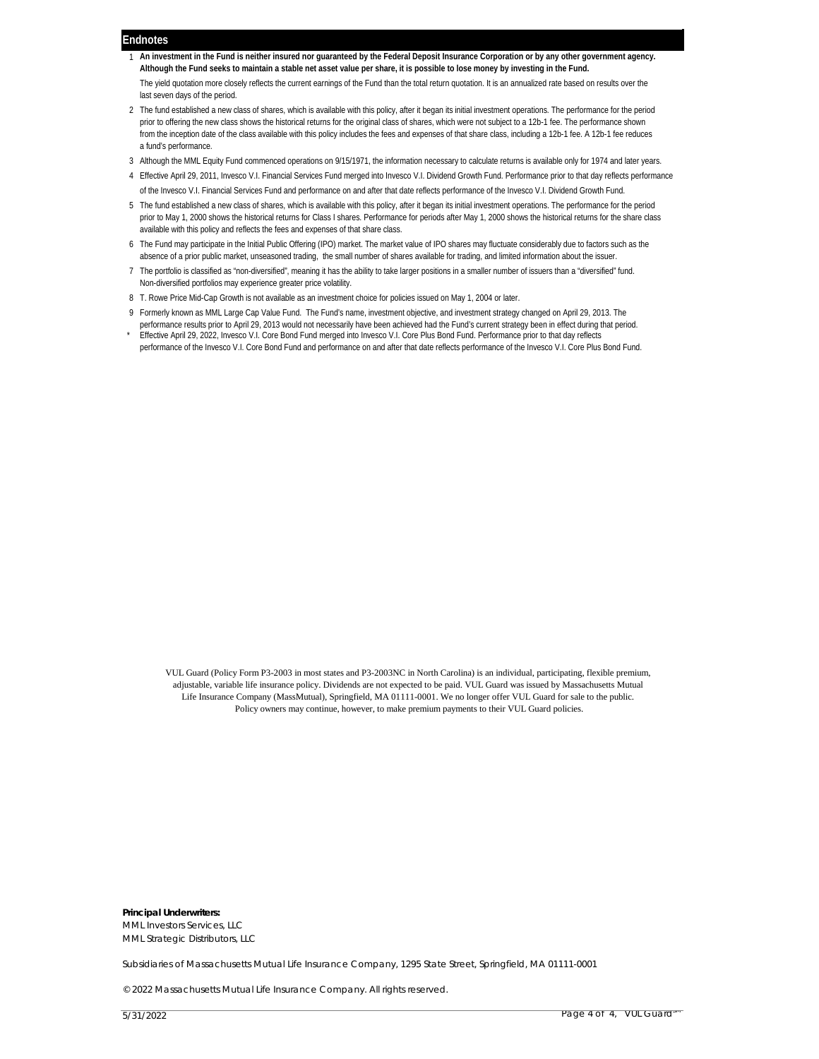## Endnotes

1. **An investment in the Fund is neither insured nor guaranteed by the Federal Deposit Insurance Corporation or by any other government agency. Although the Fund seeks to maintain a stable net asset value per share, it is possible to lose money by investing in the Fund.**

   The yield quotation more closely reflects the current earnings of the Fund than the total return quotation. It is an annualized rate based on results over the last seven days of the period.

2. The fund established a new class of shares, which is available with this policy, after it began its initial investment operations. The performance for the period prior to offering the new class shows the historical returns for the original class of shares, which were not subject to a 12b-1 fee. The performance shown from the inception date of the class available with this policy includes the fees and expenses of that share class, including a 12b-1 fee. A 12b-1 fee reduces a fund's performance.

3. Although the MML Equity Fund commenced operations on 9/15/1971, the information necessary to calculate returns is available only for 1974 and later years.

4. Effective April 29, 2011, Invesco V.I. Financial Services Fund merged into Invesco V.I. Dividend Growth Fund. Performance prior to that day reflects performance of the Invesco V.I. Financial Services Fund and performance on and after that date reflects performance of the Invesco V.I. Dividend Growth Fund.

5. The fund established a new class of shares, which is available with this policy, after it began its initial investment operations. The performance for the period prior to May 1, 2000 shows the historical returns for Class I shares. Performance for periods after May 1, 2000 shows the historical returns for the share class available with this policy and reflects the fees and expenses of that share class.

6. The Fund may participate in the Initial Public Offering (IPO) market. The market value of IPO shares may fluctuate considerably due to factors such as the absence of a prior public market, unseasoned trading, the small number of shares available for trading, and limited information about the issuer.

7. The portfolio is classified as "non-diversified", meaning it has the ability to take larger positions in a smaller number of issuers than a "diversified" fund. Non-diversified portfolios may experience greater price volatility.

8. T. Rowe Price Mid-Cap Growth is not available as an investment choice for policies issued on May 1, 2004 or later.

9. Formerly known as MML Large Cap Value Fund. The Fund's name, investment objective, and investment strategy changed on April 29, 2013. The performance results prior to April 29, 2013 would not necessarily have been achieved had the Fund's current strategy been in effect during that period.

\* Effective April 29, 2022, Invesco V.I. Core Bond Fund merged into Invesco V.I. Core Plus Bond Fund. Performance prior to that day reflects performance of the Invesco V.I. Core Bond Fund and performance on and after that date reflects performance of the Invesco V.I. Core Plus Bond Fund.

VUL Guard (Policy Form P3-2003 in most states and P3-2003NC in North Carolina) is an individual, participating, flexible premium, adjustable, variable life insurance policy. Dividends are not expected to be paid. VUL Guard was issued by Massachusetts Mutual Life Insurance Company (MassMutual), Springfield, MA 01111-0001. We no longer offer VUL Guard for sale to the public. Policy owners may continue, however, to make premium payments to their VUL Guard policies.

***Principal Underwriters:***
*MML Investors Services, LLC*
*MML Strategic Distributors, LLC*

*Subsidiaries of Massachusetts Mutual Life Insurance Company, 1295 State Street, Springfield, MA 01111-0001*

*© 2022 Massachusetts Mutual Life Insurance Company. All rights reserved.*

5/31/2022